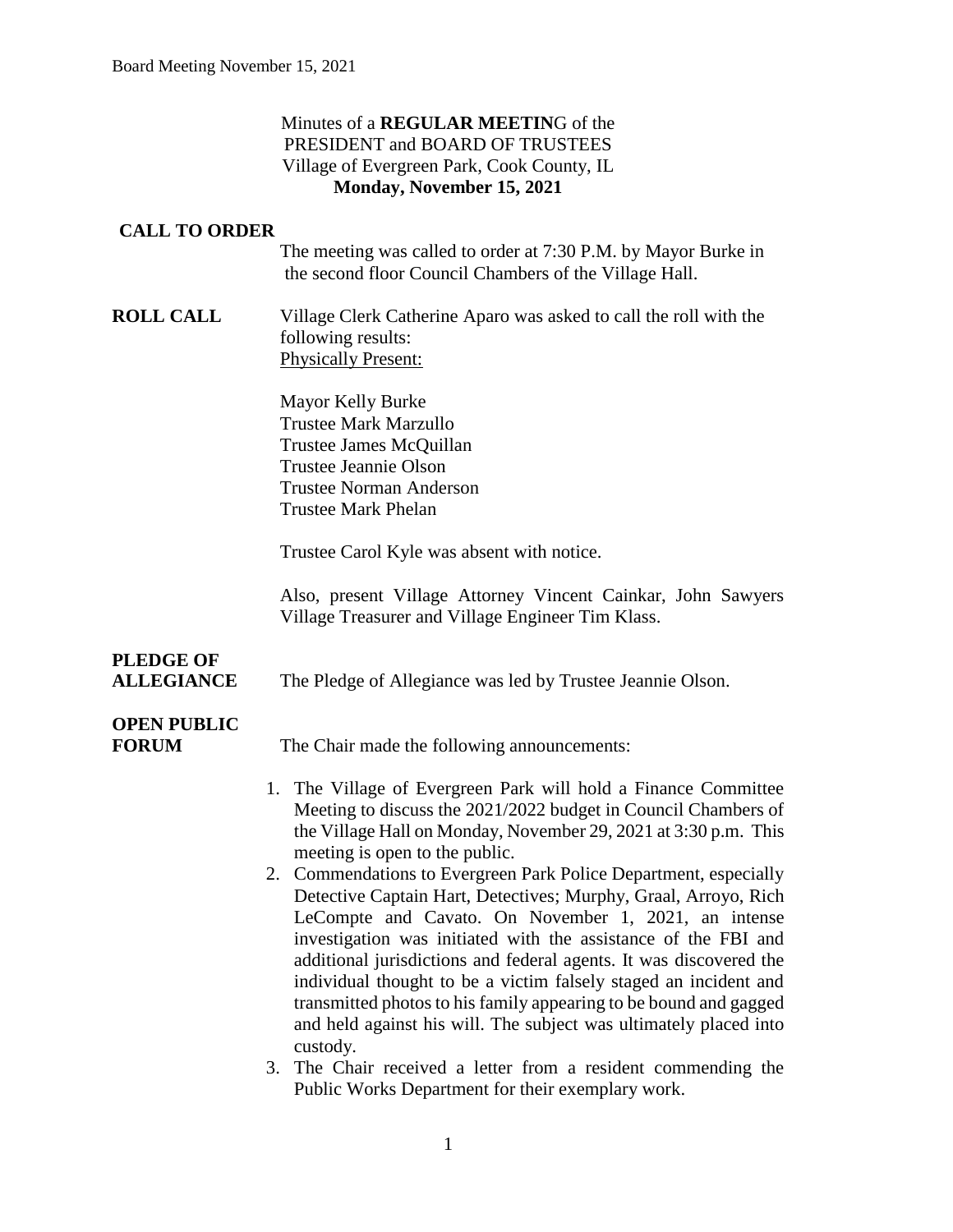Minutes of a **REGULAR MEETIN**G of the
PRESIDENT and BOARD OF TRUSTEES
Village of Evergreen Park, Cook County, IL
**Monday, November 15, 2021**

**CALL TO ORDER**

The meeting was called to order at 7:30 P.M. by Mayor Burke in the second floor Council Chambers of the Village Hall.

**ROLL CALL**

Village Clerk Catherine Aparo was asked to call the roll with the following results:

Physically Present:

Mayor Kelly Burke
Trustee Mark Marzullo
Trustee James McQuillan
Trustee Jeannie Olson
Trustee Norman Anderson
Trustee Mark Phelan

Trustee Carol Kyle was absent with notice.

Also, present Village Attorney Vincent Cainkar, John Sawyers Village Treasurer and Village Engineer Tim Klass.

**PLEDGE OF ALLEGIANCE**

The Pledge of Allegiance was led by Trustee Jeannie Olson.

**OPEN PUBLIC FORUM**

The Chair made the following announcements:

1. The Village of Evergreen Park will hold a Finance Committee Meeting to discuss the 2021/2022 budget in Council Chambers of the Village Hall on Monday, November 29, 2021 at 3:30 p.m. This meeting is open to the public.
2. Commendations to Evergreen Park Police Department, especially Detective Captain Hart, Detectives; Murphy, Graal, Arroyo, Rich LeCompte and Cavato. On November 1, 2021, an intense investigation was initiated with the assistance of the FBI and additional jurisdictions and federal agents. It was discovered the individual thought to be a victim falsely staged an incident and transmitted photos to his family appearing to be bound and gagged and held against his will. The subject was ultimately placed into custody.
3. The Chair received a letter from a resident commending the Public Works Department for their exemplary work.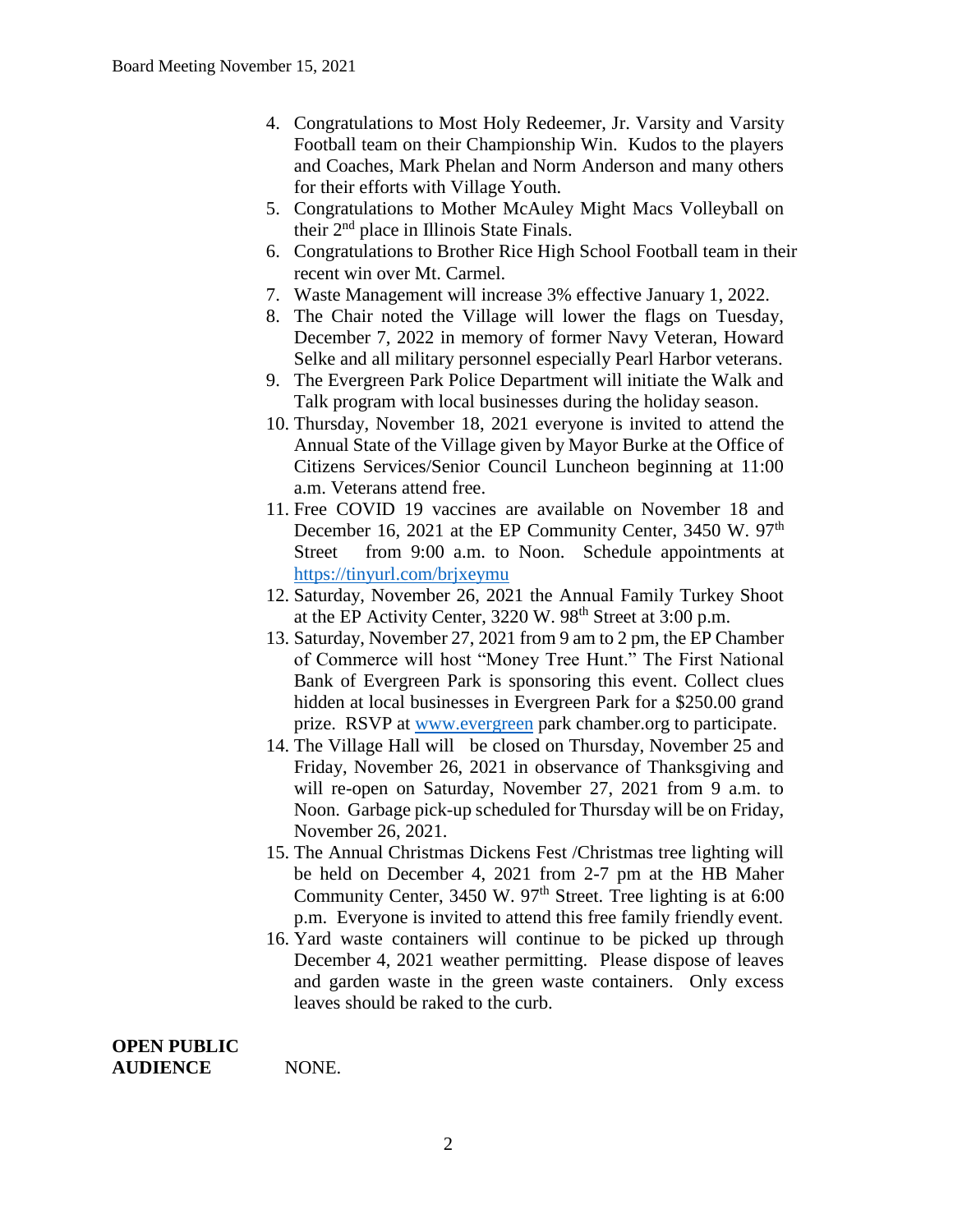4. Congratulations to Most Holy Redeemer, Jr. Varsity and Varsity Football team on their Championship Win. Kudos to the players and Coaches, Mark Phelan and Norm Anderson and many others for their efforts with Village Youth.
5. Congratulations to Mother McAuley Might Macs Volleyball on their 2nd place in Illinois State Finals.
6. Congratulations to Brother Rice High School Football team in their recent win over Mt. Carmel.
7. Waste Management will increase 3% effective January 1, 2022.
8. The Chair noted the Village will lower the flags on Tuesday, December 7, 2022 in memory of former Navy Veteran, Howard Selke and all military personnel especially Pearl Harbor veterans.
9. The Evergreen Park Police Department will initiate the Walk and Talk program with local businesses during the holiday season.
10. Thursday, November 18, 2021 everyone is invited to attend the Annual State of the Village given by Mayor Burke at the Office of Citizens Services/Senior Council Luncheon beginning at 11:00 a.m. Veterans attend free.
11. Free COVID 19 vaccines are available on November 18 and December 16, 2021 at the EP Community Center, 3450 W. 97th Street from 9:00 a.m. to Noon. Schedule appointments at https://tinyurl.com/brjxeymu
12. Saturday, November 26, 2021 the Annual Family Turkey Shoot at the EP Activity Center, 3220 W. 98th Street at 3:00 p.m.
13. Saturday, November 27, 2021 from 9 am to 2 pm, the EP Chamber of Commerce will host "Money Tree Hunt." The First National Bank of Evergreen Park is sponsoring this event. Collect clues hidden at local businesses in Evergreen Park for a $250.00 grand prize. RSVP at www.evergreen park chamber.org to participate.
14. The Village Hall will be closed on Thursday, November 25 and Friday, November 26, 2021 in observance of Thanksgiving and will re-open on Saturday, November 27, 2021 from 9 a.m. to Noon. Garbage pick-up scheduled for Thursday will be on Friday, November 26, 2021.
15. The Annual Christmas Dickens Fest /Christmas tree lighting will be held on December 4, 2021 from 2-7 pm at the HB Maher Community Center, 3450 W. 97th Street. Tree lighting is at 6:00 p.m. Everyone is invited to attend this free family friendly event.
16. Yard waste containers will continue to be picked up through December 4, 2021 weather permitting. Please dispose of leaves and garden waste in the green waste containers. Only excess leaves should be raked to the curb.

**OPEN PUBLIC AUDIENCE** NONE.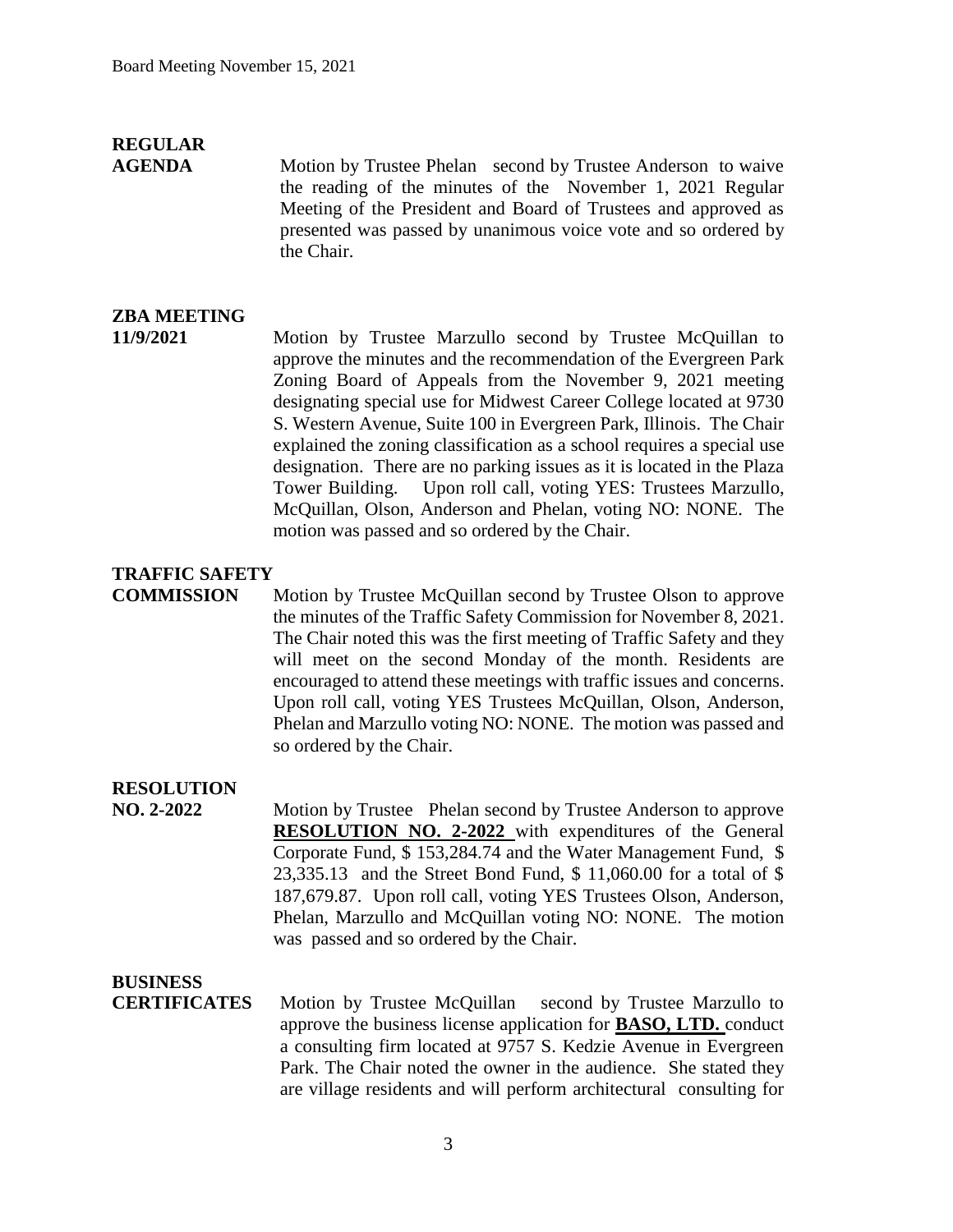**REGULAR AGENDA**

Motion by Trustee Phelan second by Trustee Anderson to waive the reading of the minutes of the November 1, 2021 Regular Meeting of the President and Board of Trustees and approved as presented was passed by unanimous voice vote and so ordered by the Chair.

**ZBA MEETING 11/9/2021**

Motion by Trustee Marzullo second by Trustee McQuillan to approve the minutes and the recommendation of the Evergreen Park Zoning Board of Appeals from the November 9, 2021 meeting designating special use for Midwest Career College located at 9730 S. Western Avenue, Suite 100 in Evergreen Park, Illinois. The Chair explained the zoning classification as a school requires a special use designation. There are no parking issues as it is located in the Plaza Tower Building. Upon roll call, voting YES: Trustees Marzullo, McQuillan, Olson, Anderson and Phelan, voting NO: NONE. The motion was passed and so ordered by the Chair.

**TRAFFIC SAFETY COMMISSION**

Motion by Trustee McQuillan second by Trustee Olson to approve the minutes of the Traffic Safety Commission for November 8, 2021. The Chair noted this was the first meeting of Traffic Safety and they will meet on the second Monday of the month. Residents are encouraged to attend these meetings with traffic issues and concerns. Upon roll call, voting YES Trustees McQuillan, Olson, Anderson, Phelan and Marzullo voting NO: NONE. The motion was passed and so ordered by the Chair.

**RESOLUTION NO. 2-2022**

Motion by Trustee Phelan second by Trustee Anderson to approve **RESOLUTION NO. 2-2022** with expenditures of the General Corporate Fund, \$ 153,284.74 and the Water Management Fund, \$ 23,335.13 and the Street Bond Fund, \$ 11,060.00 for a total of \$ 187,679.87. Upon roll call, voting YES Trustees Olson, Anderson, Phelan, Marzullo and McQuillan voting NO: NONE. The motion was passed and so ordered by the Chair.

**BUSINESS CERTIFICATES**

Motion by Trustee McQuillan second by Trustee Marzullo to approve the business license application for **BASO, LTD.** conduct a consulting firm located at 9757 S. Kedzie Avenue in Evergreen Park. The Chair noted the owner in the audience. She stated they are village residents and will perform architectural consulting for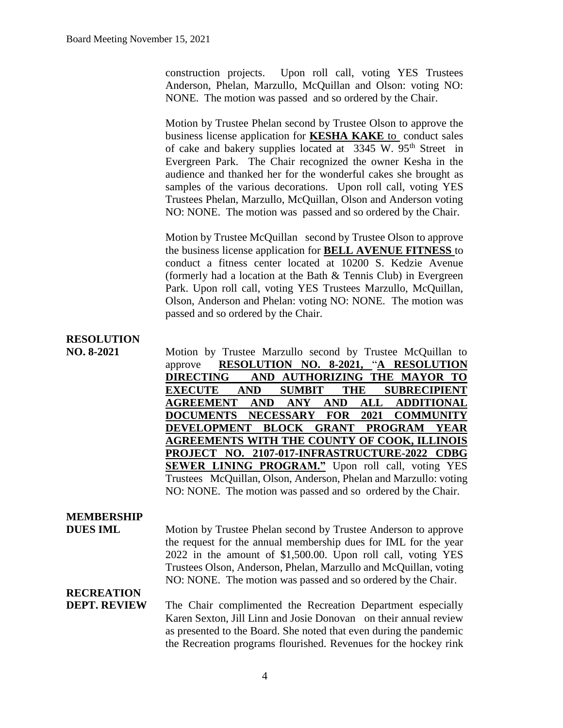construction projects. Upon roll call, voting YES Trustees Anderson, Phelan, Marzullo, McQuillan and Olson: voting NO: NONE. The motion was passed and so ordered by the Chair.

Motion by Trustee Phelan second by Trustee Olson to approve the business license application for **KESHA KAKE** to conduct sales of cake and bakery supplies located at 3345 W. 95th Street in Evergreen Park. The Chair recognized the owner Kesha in the audience and thanked her for the wonderful cakes she brought as samples of the various decorations. Upon roll call, voting YES Trustees Phelan, Marzullo, McQuillan, Olson and Anderson voting NO: NONE. The motion was passed and so ordered by the Chair.

Motion by Trustee McQuillan second by Trustee Olson to approve the business license application for **BELL AVENUE FITNESS** to conduct a fitness center located at 10200 S. Kedzie Avenue (formerly had a location at the Bath & Tennis Club) in Evergreen Park. Upon roll call, voting YES Trustees Marzullo, McQuillan, Olson, Anderson and Phelan: voting NO: NONE. The motion was passed and so ordered by the Chair.

**RESOLUTION NO. 8-2021**

Motion by Trustee Marzullo second by Trustee McQuillan to approve **RESOLUTION NO. 8-2021, "A RESOLUTION DIRECTING AND AUTHORIZING THE MAYOR TO EXECUTE AND SUMBIT THE SUBRECIPIENT AGREEMENT AND ANY AND ALL ADDITIONAL DOCUMENTS NECESSARY FOR 2021 COMMUNITY DEVELOPMENT BLOCK GRANT PROGRAM YEAR AGREEMENTS WITH THE COUNTY OF COOK, ILLINOIS PROJECT NO. 2107-017-INFRASTRUCTURE-2022 CDBG SEWER LINING PROGRAM."** Upon roll call, voting YES Trustees McQuillan, Olson, Anderson, Phelan and Marzullo: voting NO: NONE. The motion was passed and so ordered by the Chair.

**MEMBERSHIP DUES IML**

Motion by Trustee Phelan second by Trustee Anderson to approve the request for the annual membership dues for IML for the year 2022 in the amount of $1,500.00. Upon roll call, voting YES Trustees Olson, Anderson, Phelan, Marzullo and McQuillan, voting NO: NONE. The motion was passed and so ordered by the Chair.

**RECREATION DEPT. REVIEW**

The Chair complimented the Recreation Department especially Karen Sexton, Jill Linn and Josie Donovan on their annual review as presented to the Board. She noted that even during the pandemic the Recreation programs flourished. Revenues for the hockey rink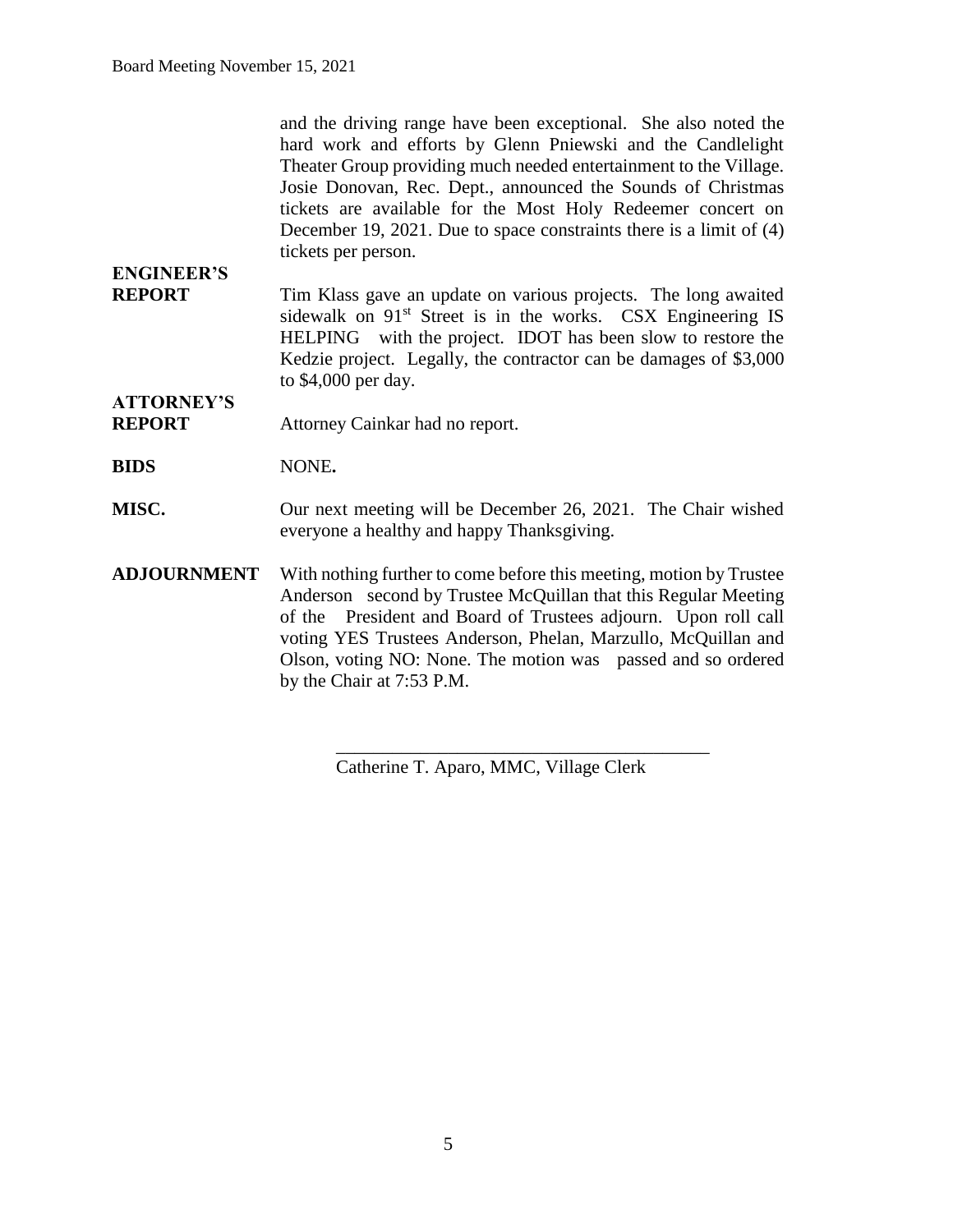and the driving range have been exceptional. She also noted the hard work and efforts by Glenn Pniewski and the Candlelight Theater Group providing much needed entertainment to the Village. Josie Donovan, Rec. Dept., announced the Sounds of Christmas tickets are available for the Most Holy Redeemer concert on December 19, 2021. Due to space constraints there is a limit of (4) tickets per person.

**ENGINEER'S REPORT** Tim Klass gave an update on various projects. The long awaited sidewalk on 91st Street is in the works. CSX Engineering IS HELPING with the project. IDOT has been slow to restore the Kedzie project. Legally, the contractor can be damages of $3,000 to $4,000 per day.

**ATTORNEY'S REPORT** Attorney Cainkar had no report.

**BIDS** NONE**.**

**MISC.** Our next meeting will be December 26, 2021. The Chair wished everyone a healthy and happy Thanksgiving.

**ADJOURNMENT** With nothing further to come before this meeting, motion by Trustee Anderson second by Trustee McQuillan that this Regular Meeting of the President and Board of Trustees adjourn. Upon roll call voting YES Trustees Anderson, Phelan, Marzullo, McQuillan and Olson, voting NO: None. The motion was passed and so ordered by the Chair at 7:53 P.M.

\_\_\_\_\_\_\_\_\_\_\_\_\_\_\_\_\_\_\_\_\_\_\_\_\_\_\_\_\_\_\_\_\_\_\_\_\_\_\_\_

Catherine T. Aparo, MMC, Village Clerk